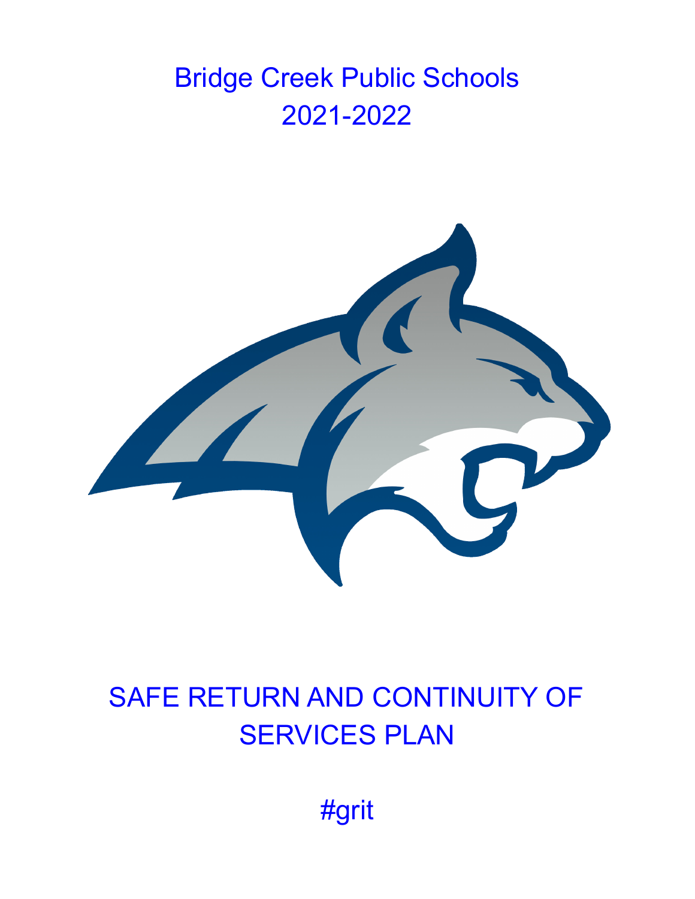# Bridge Creek Public Schools
# 2021-2022

# SAFE RETURN AND CONTINUITY OF SERVICES PLAN

#grit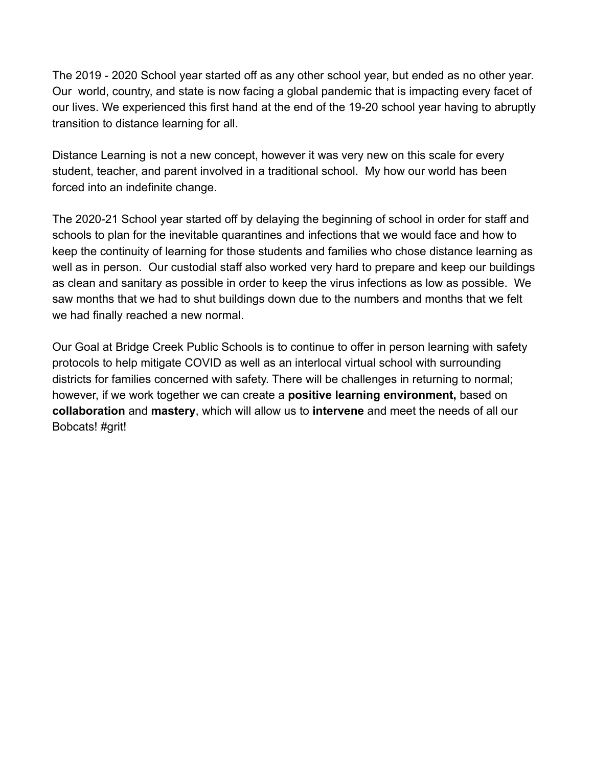The 2019 - 2020 School year started off as any other school year, but ended as no other year. Our world, country, and state is now facing a global pandemic that is impacting every facet of our lives. We experienced this first hand at the end of the 19-20 school year having to abruptly transition to distance learning for all.

Distance Learning is not a new concept, however it was very new on this scale for every student, teacher, and parent involved in a traditional school. My how our world has been forced into an indefinite change.

The 2020-21 School year started off by delaying the beginning of school in order for staff and schools to plan for the inevitable quarantines and infections that we would face and how to keep the continuity of learning for those students and families who chose distance learning as well as in person. Our custodial staff also worked very hard to prepare and keep our buildings as clean and sanitary as possible in order to keep the virus infections as low as possible. We saw months that we had to shut buildings down due to the numbers and months that we felt we had finally reached a new normal.

Our Goal at Bridge Creek Public Schools is to continue to offer in person learning with safety protocols to help mitigate COVID as well as an interlocal virtual school with surrounding districts for families concerned with safety. There will be challenges in returning to normal; however, if we work together we can create a **positive learning environment,** based on **collaboration** and **mastery**, which will allow us to **intervene** and meet the needs of all our Bobcats! #grit!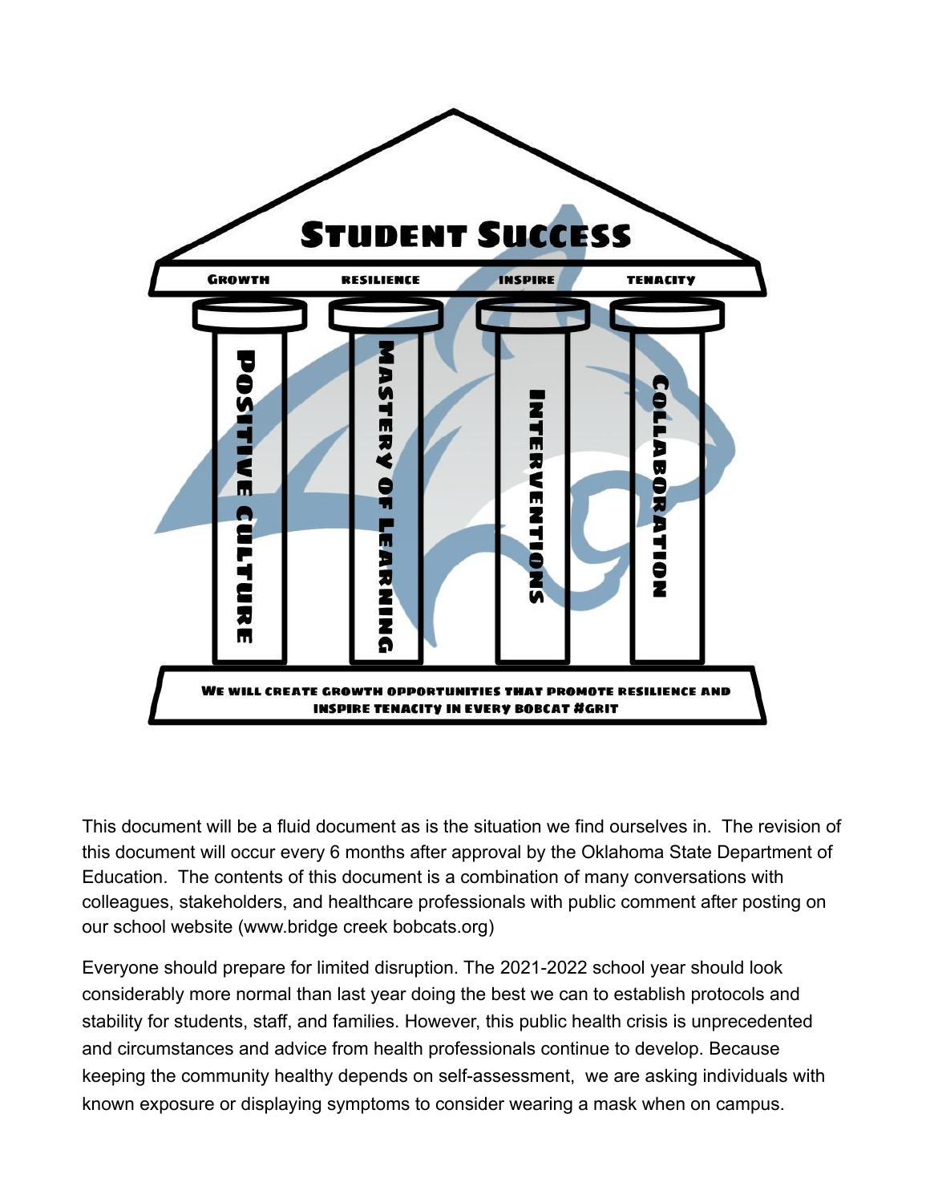# Student Success

GROWTH | RESILIENCE | INSPIRE | TENACITY

POSITIVE CULTURE | MASTERY OF LEARNING | INTERVENTIONS | COLLABORATION

WE WILL CREATE GROWTH OPPORTUNITIES THAT PROMOTE RESILIENCE AND INSPIRE TENACITY IN EVERY BOBCAT #GRIT

This document will be a fluid document as is the situation we find ourselves in. The revision of this document will occur every 6 months after approval by the Oklahoma State Department of Education. The contents of this document is a combination of many conversations with colleagues, stakeholders, and healthcare professionals with public comment after posting on our school website (www.bridge creek bobcats.org)

Everyone should prepare for limited disruption. The 2021-2022 school year should look considerably more normal than last year doing the best we can to establish protocols and stability for students, staff, and families. However, this public health crisis is unprecedented and circumstances and advice from health professionals continue to develop. Because keeping the community healthy depends on self-assessment, we are asking individuals with known exposure or displaying symptoms to consider wearing a mask when on campus.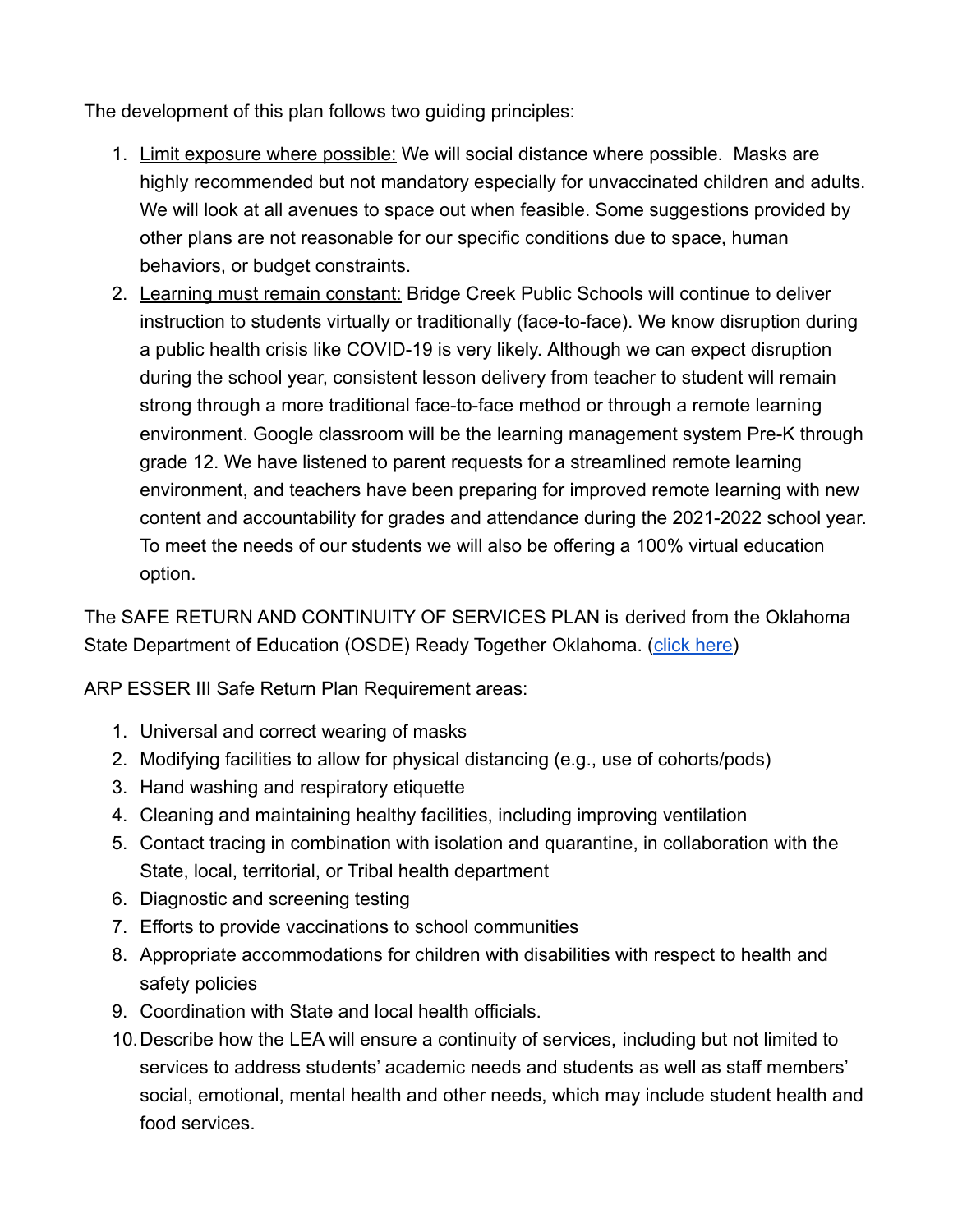The development of this plan follows two guiding principles:

1. <u>Limit exposure where possible:</u> We will social distance where possible. Masks are highly recommended but not mandatory especially for unvaccinated children and adults. We will look at all avenues to space out when feasible. Some suggestions provided by other plans are not reasonable for our specific conditions due to space, human behaviors, or budget constraints.
2. <u>Learning must remain constant:</u> Bridge Creek Public Schools will continue to deliver instruction to students virtually or traditionally (face-to-face). We know disruption during a public health crisis like COVID-19 is very likely. Although we can expect disruption during the school year, consistent lesson delivery from teacher to student will remain strong through a more traditional face-to-face method or through a remote learning environment. Google classroom will be the learning management system Pre-K through grade 12. We have listened to parent requests for a streamlined remote learning environment, and teachers have been preparing for improved remote learning with new content and accountability for grades and attendance during the 2021-2022 school year. To meet the needs of our students we will also be offering a 100% virtual education option.

The SAFE RETURN AND CONTINUITY OF SERVICES PLAN is derived from the Oklahoma State Department of Education (OSDE) Ready Together Oklahoma. (click here)

ARP ESSER III Safe Return Plan Requirement areas:

1. Universal and correct wearing of masks
2. Modifying facilities to allow for physical distancing (e.g., use of cohorts/pods)
3. Hand washing and respiratory etiquette
4. Cleaning and maintaining healthy facilities, including improving ventilation
5. Contact tracing in combination with isolation and quarantine, in collaboration with the State, local, territorial, or Tribal health department
6. Diagnostic and screening testing
7. Efforts to provide vaccinations to school communities
8. Appropriate accommodations for children with disabilities with respect to health and safety policies
9. Coordination with State and local health officials.
10. Describe how the LEA will ensure a continuity of services, including but not limited to services to address students' academic needs and students as well as staff members' social, emotional, mental health and other needs, which may include student health and food services.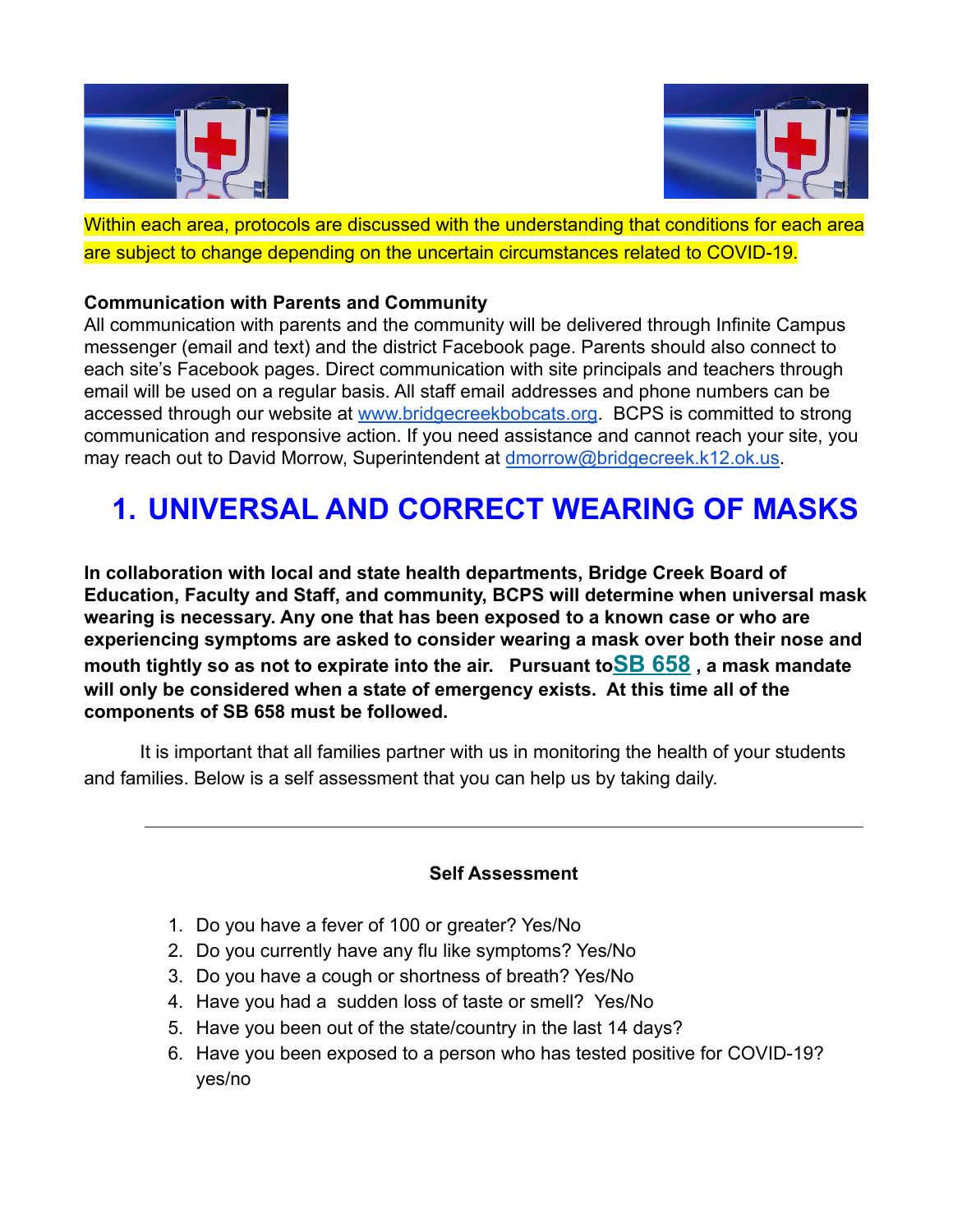Within each area, protocols are discussed with the understanding that conditions for each area are subject to change depending on the uncertain circumstances related to COVID-19.

**Communication with Parents and Community**
All communication with parents and the community will be delivered through Infinite Campus messenger (email and text) and the district Facebook page. Parents should also connect to each site's Facebook pages. Direct communication with site principals and teachers through email will be used on a regular basis. All staff email addresses and phone numbers can be accessed through our website at www.bridgecreekbobcats.org. BCPS is committed to strong communication and responsive action. If you need assistance and cannot reach your site, you may reach out to David Morrow, Superintendent at dmorrow@bridgecreek.k12.ok.us.

# 1. UNIVERSAL AND CORRECT WEARING OF MASKS

**In collaboration with local and state health departments, Bridge Creek Board of Education, Faculty and Staff, and community, BCPS will determine when universal mask wearing is necessary. Any one that has been exposed to a known case or who are experiencing symptoms are asked to consider wearing a mask over both their nose and mouth tightly so as not to expirate into the air. Pursuant toSB 658 , a mask mandate will only be considered when a state of emergency exists. At this time all of the components of SB 658 must be followed.**

It is important that all families partner with us in monitoring the health of your students and families. Below is a self assessment that you can help us by taking daily.

---

**Self Assessment**

1. Do you have a fever of 100 or greater? Yes/No
2. Do you currently have any flu like symptoms? Yes/No
3. Do you have a cough or shortness of breath? Yes/No
4. Have you had a sudden loss of taste or smell? Yes/No
5. Have you been out of the state/country in the last 14 days?
6. Have you been exposed to a person who has tested positive for COVID-19? yes/no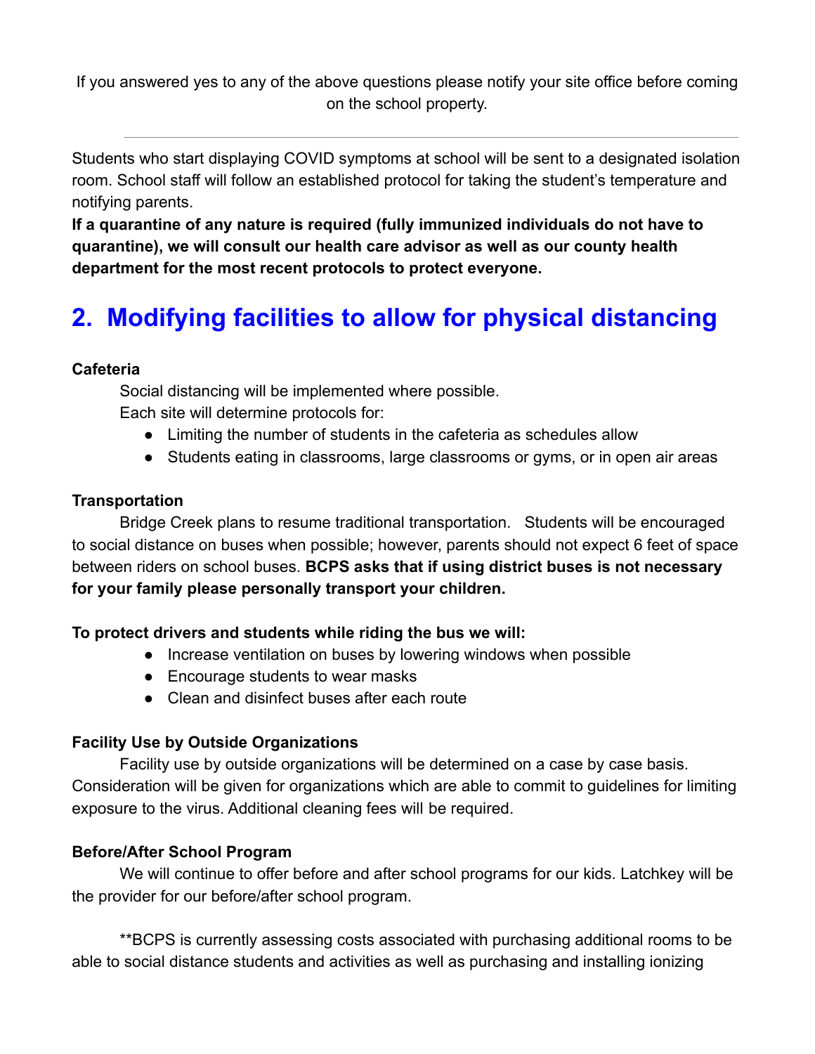If you answered yes to any of the above questions please notify your site office before coming on the school property.

---

Students who start displaying COVID symptoms at school will be sent to a designated isolation room. School staff will follow an established protocol for taking the student's temperature and notifying parents.

**If a quarantine of any nature is required (fully immunized individuals do not have to quarantine), we will consult our health care advisor as well as our county health department for the most recent protocols to protect everyone.**

## 2. Modifying facilities to allow for physical distancing

**Cafeteria**

Social distancing will be implemented where possible.

Each site will determine protocols for:

- Limiting the number of students in the cafeteria as schedules allow
- Students eating in classrooms, large classrooms or gyms, or in open air areas

**Transportation**

Bridge Creek plans to resume traditional transportation. Students will be encouraged to social distance on buses when possible; however, parents should not expect 6 feet of space between riders on school buses. **BCPS asks that if using district buses is not necessary for your family please personally transport your children.**

**To protect drivers and students while riding the bus we will:**

- Increase ventilation on buses by lowering windows when possible
- Encourage students to wear masks
- Clean and disinfect buses after each route

**Facility Use by Outside Organizations**

Facility use by outside organizations will be determined on a case by case basis. Consideration will be given for organizations which are able to commit to guidelines for limiting exposure to the virus. Additional cleaning fees will be required.

**Before/After School Program**

We will continue to offer before and after school programs for our kids. Latchkey will be the provider for our before/after school program.

**BCPS is currently assessing costs associated with purchasing additional rooms to be able to social distance students and activities as well as purchasing and installing ionizing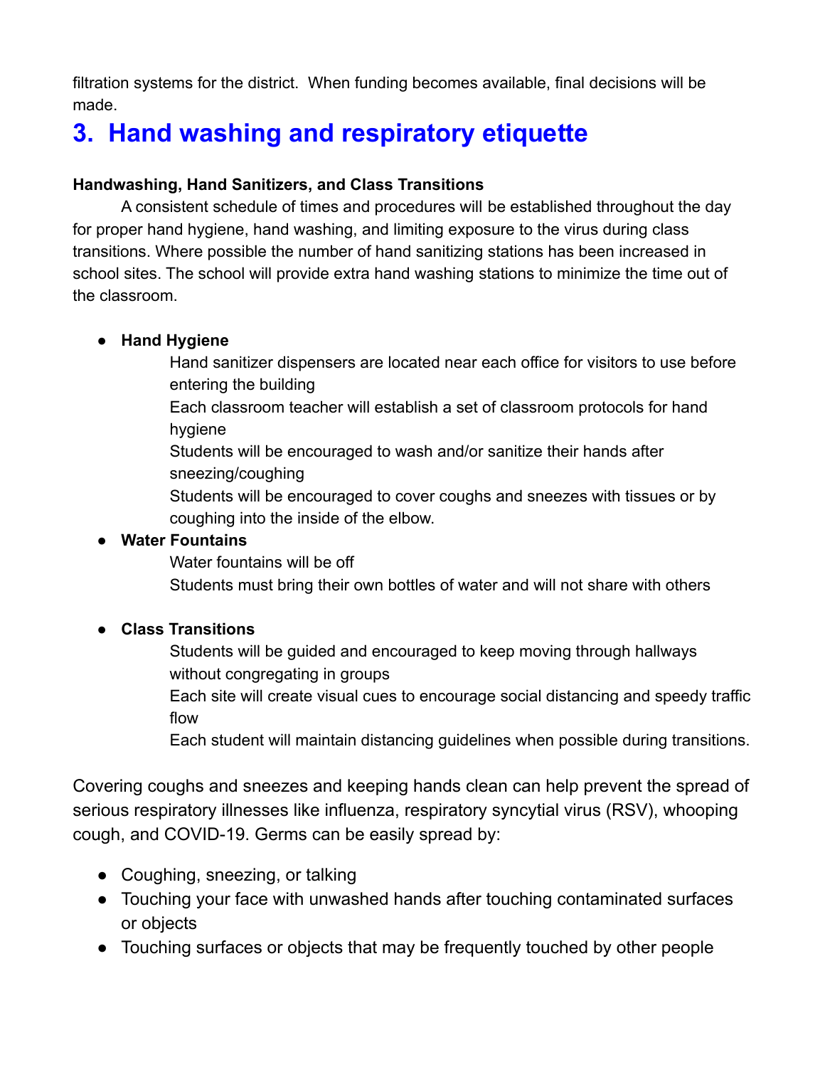filtration systems for the district. When funding becomes available, final decisions will be made.

# 3. Hand washing and respiratory etiquette

**Handwashing, Hand Sanitizers, and Class Transitions**

A consistent schedule of times and procedures will be established throughout the day for proper hand hygiene, hand washing, and limiting exposure to the virus during class transitions. Where possible the number of hand sanitizing stations has been increased in school sites. The school will provide extra hand washing stations to minimize the time out of the classroom.

- **Hand Hygiene**
  - Hand sanitizer dispensers are located near each office for visitors to use before entering the building
  - Each classroom teacher will establish a set of classroom protocols for hand hygiene
  - Students will be encouraged to wash and/or sanitize their hands after sneezing/coughing
  - Students will be encouraged to cover coughs and sneezes with tissues or by coughing into the inside of the elbow.
- **Water Fountains**
  - Water fountains will be off
  - Students must bring their own bottles of water and will not share with others
- **Class Transitions**
  - Students will be guided and encouraged to keep moving through hallways without congregating in groups
  - Each site will create visual cues to encourage social distancing and speedy traffic flow
  - Each student will maintain distancing guidelines when possible during transitions.

Covering coughs and sneezes and keeping hands clean can help prevent the spread of serious respiratory illnesses like influenza, respiratory syncytial virus (RSV), whooping cough, and COVID-19. Germs can be easily spread by:

- Coughing, sneezing, or talking
- Touching your face with unwashed hands after touching contaminated surfaces or objects
- Touching surfaces or objects that may be frequently touched by other people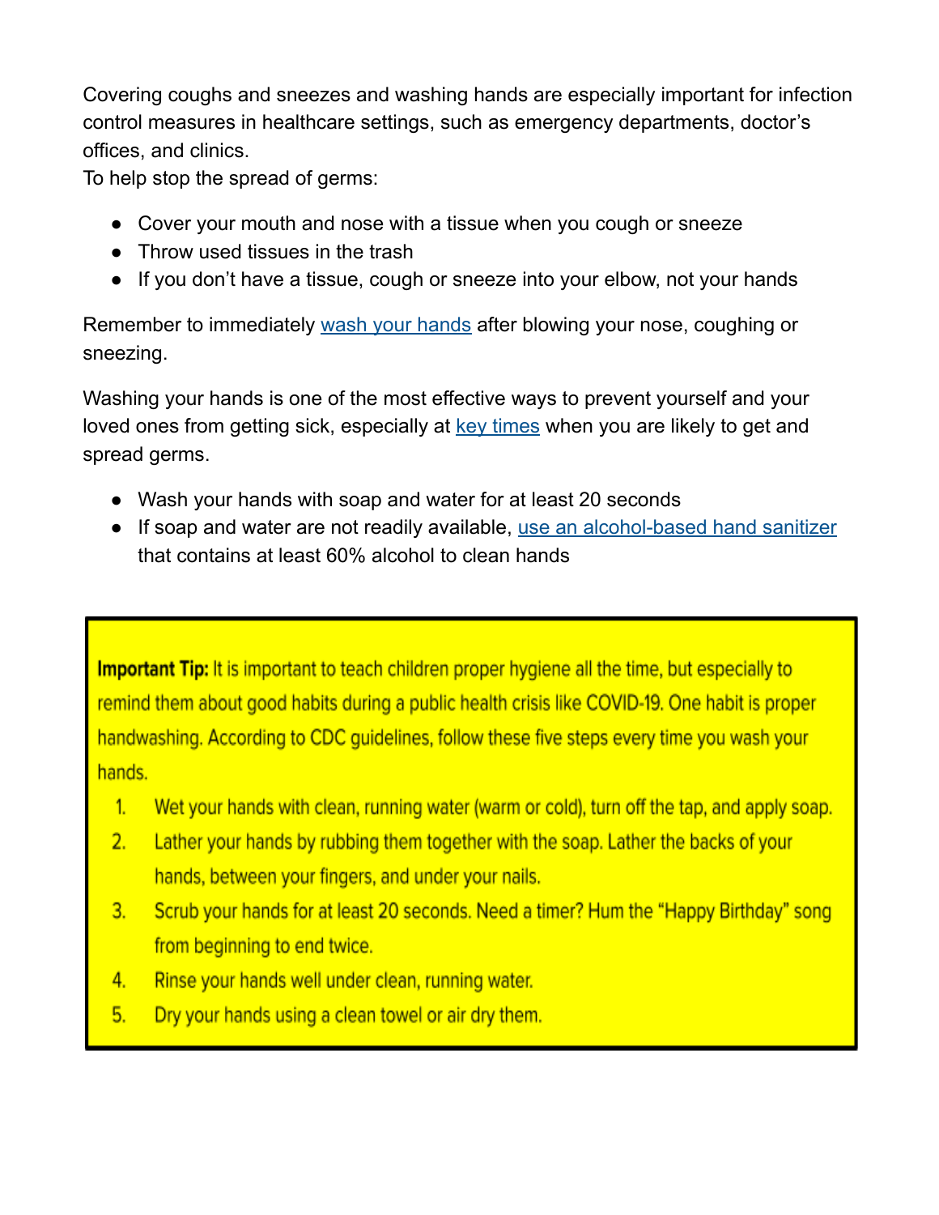Covering coughs and sneezes and washing hands are especially important for infection control measures in healthcare settings, such as emergency departments, doctor's offices, and clinics.
To help stop the spread of germs:

- Cover your mouth and nose with a tissue when you cough or sneeze
- Throw used tissues in the trash
- If you don't have a tissue, cough or sneeze into your elbow, not your hands

Remember to immediately wash your hands after blowing your nose, coughing or sneezing.

Washing your hands is one of the most effective ways to prevent yourself and your loved ones from getting sick, especially at key times when you are likely to get and spread germs.

- Wash your hands with soap and water for at least 20 seconds
- If soap and water are not readily available, use an alcohol-based hand sanitizer that contains at least 60% alcohol to clean hands

**Important Tip:** It is important to teach children proper hygiene all the time, but especially to remind them about good habits during a public health crisis like COVID-19. One habit is proper handwashing. According to CDC guidelines, follow these five steps every time you wash your hands.

1. Wet your hands with clean, running water (warm or cold), turn off the tap, and apply soap.
2. Lather your hands by rubbing them together with the soap. Lather the backs of your hands, between your fingers, and under your nails.
3. Scrub your hands for at least 20 seconds. Need a timer? Hum the "Happy Birthday" song from beginning to end twice.
4. Rinse your hands well under clean, running water.
5. Dry your hands using a clean towel or air dry them.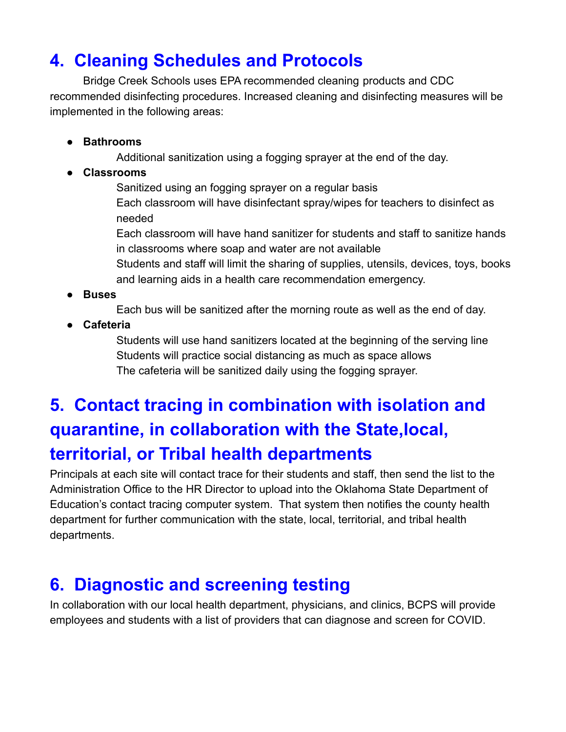## 4. Cleaning Schedules and Protocols

Bridge Creek Schools uses EPA recommended cleaning products and CDC recommended disinfecting procedures. Increased cleaning and disinfecting measures will be implemented in the following areas:

- **Bathrooms**
  
  Additional sanitization using a fogging sprayer at the end of the day.
- **Classrooms**
  
  Sanitized using an fogging sprayer on a regular basis
  
  Each classroom will have disinfectant spray/wipes for teachers to disinfect as needed
  
  Each classroom will have hand sanitizer for students and staff to sanitize hands in classrooms where soap and water are not available
  
  Students and staff will limit the sharing of supplies, utensils, devices, toys, books and learning aids in a health care recommendation emergency.
- **Buses**
  
  Each bus will be sanitized after the morning route as well as the end of day.
- **Cafeteria**
  
  Students will use hand sanitizers located at the beginning of the serving line
  
  Students will practice social distancing as much as space allows
  
  The cafeteria will be sanitized daily using the fogging sprayer.

## 5. Contact tracing in combination with isolation and quarantine, in collaboration with the State,local, territorial, or Tribal health departments

Principals at each site will contact trace for their students and staff, then send the list to the Administration Office to the HR Director to upload into the Oklahoma State Department of Education's contact tracing computer system. That system then notifies the county health department for further communication with the state, local, territorial, and tribal health departments.

## 6. Diagnostic and screening testing

In collaboration with our local health department, physicians, and clinics, BCPS will provide employees and students with a list of providers that can diagnose and screen for COVID.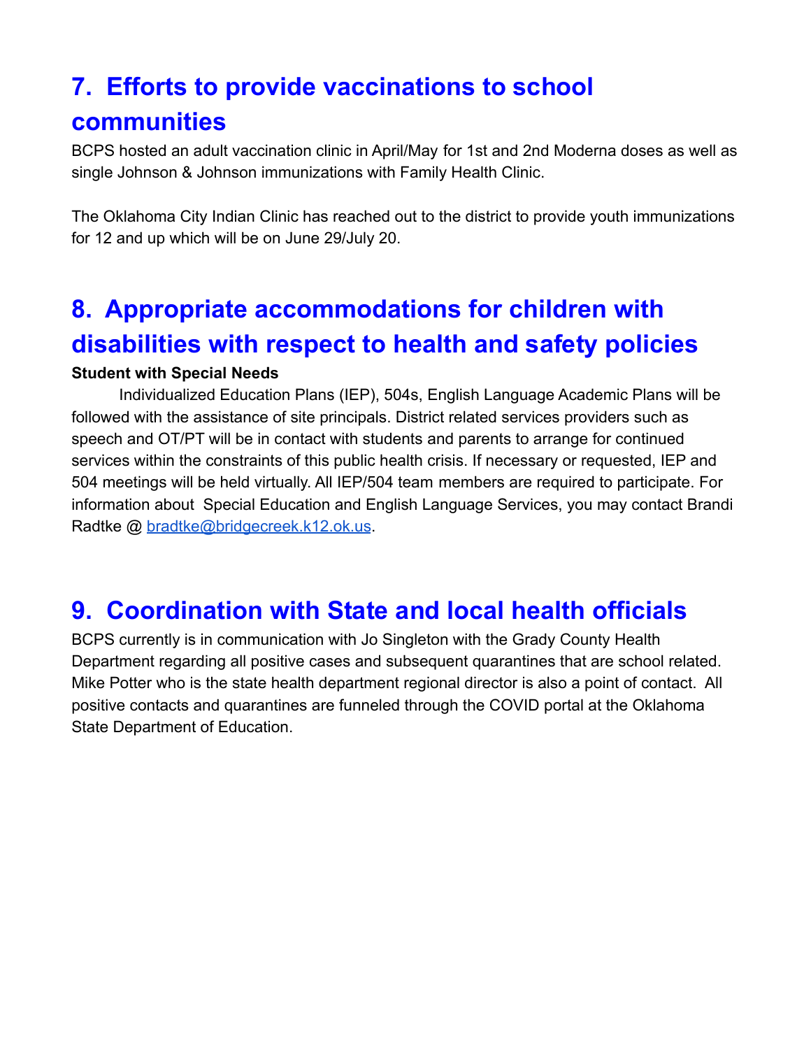## 7. Efforts to provide vaccinations to school communities

BCPS hosted an adult vaccination clinic in April/May for 1st and 2nd Moderna doses as well as single Johnson & Johnson immunizations with Family Health Clinic.

The Oklahoma City Indian Clinic has reached out to the district to provide youth immunizations for 12 and up which will be on June 29/July 20.

## 8. Appropriate accommodations for children with disabilities with respect to health and safety policies

**Student with Special Needs**

Individualized Education Plans (IEP), 504s, English Language Academic Plans will be followed with the assistance of site principals. District related services providers such as speech and OT/PT will be in contact with students and parents to arrange for continued services within the constraints of this public health crisis. If necessary or requested, IEP and 504 meetings will be held virtually. All IEP/504 team members are required to participate. For information about Special Education and English Language Services, you may contact Brandi Radtke @ [bradtke@bridgecreek.k12.ok.us](mailto:bradtke@bridgecreek.k12.ok.us).

## 9. Coordination with State and local health officials

BCPS currently is in communication with Jo Singleton with the Grady County Health Department regarding all positive cases and subsequent quarantines that are school related. Mike Potter who is the state health department regional director is also a point of contact. All positive contacts and quarantines are funneled through the COVID portal at the Oklahoma State Department of Education.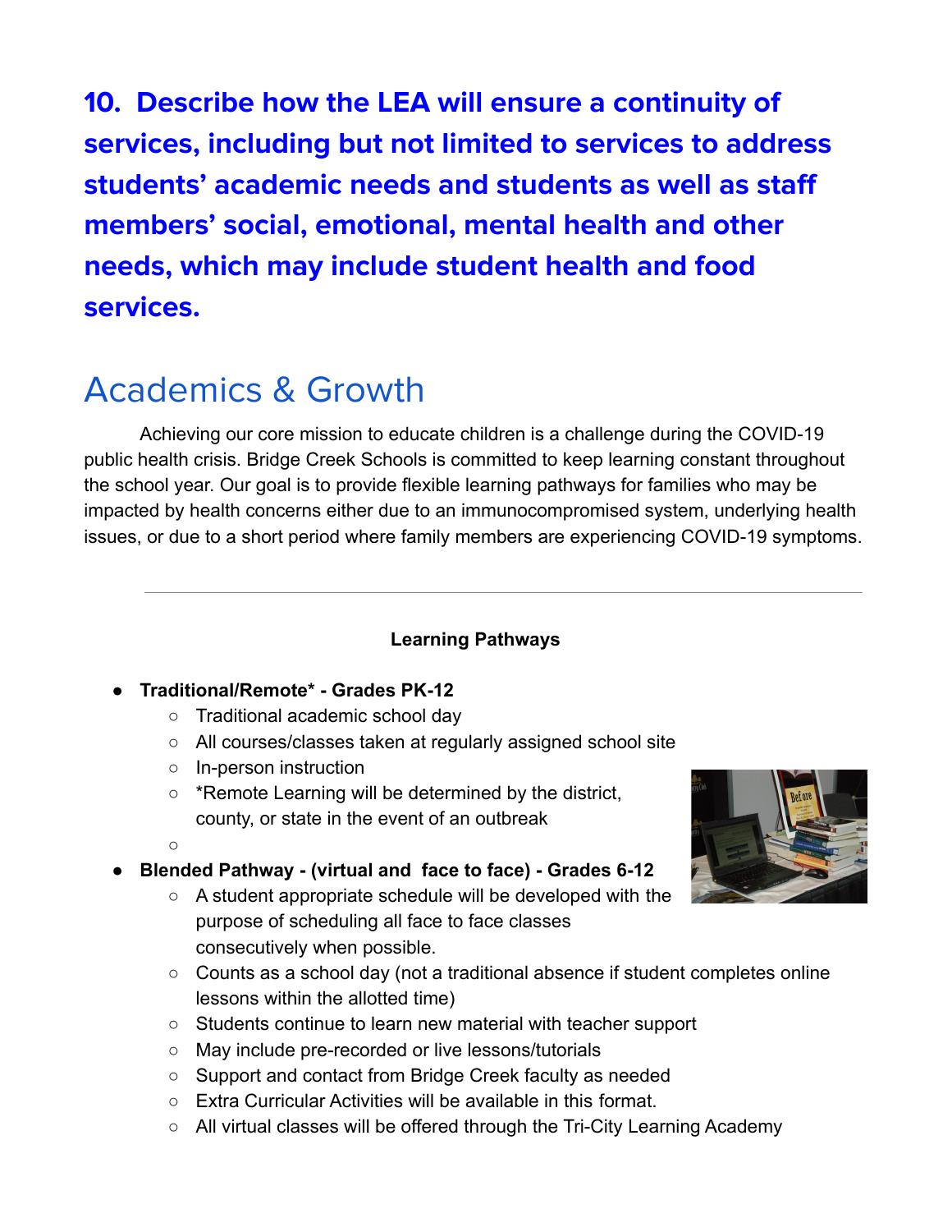## 10. Describe how the LEA will ensure a continuity of services, including but not limited to services to address students' academic needs and students as well as staff members' social, emotional, mental health and other needs, which may include student health and food services.

# Academics & Growth

Achieving our core mission to educate children is a challenge during the COVID-19 public health crisis. Bridge Creek Schools is committed to keep learning constant throughout the school year. Our goal is to provide flexible learning pathways for families who may be impacted by health concerns either due to an immunocompromised system, underlying health issues, or due to a short period where family members are experiencing COVID-19 symptoms.

---

**Learning Pathways**

- **Traditional/Remote* - Grades PK-12**
  - Traditional academic school day
  - All courses/classes taken at regularly assigned school site
  - In-person instruction
  - *Remote Learning will be determined by the district, county, or state in the event of an outbreak
- **Blended Pathway - (virtual and face to face) - Grades 6-12**
  - A student appropriate schedule will be developed with the purpose of scheduling all face to face classes consecutively when possible.
  - Counts as a school day (not a traditional absence if student completes online lessons within the allotted time)
  - Students continue to learn new material with teacher support
  - May include pre-recorded or live lessons/tutorials
  - Support and contact from Bridge Creek faculty as needed
  - Extra Curricular Activities will be available in this format.
  - All virtual classes will be offered through the Tri-City Learning Academy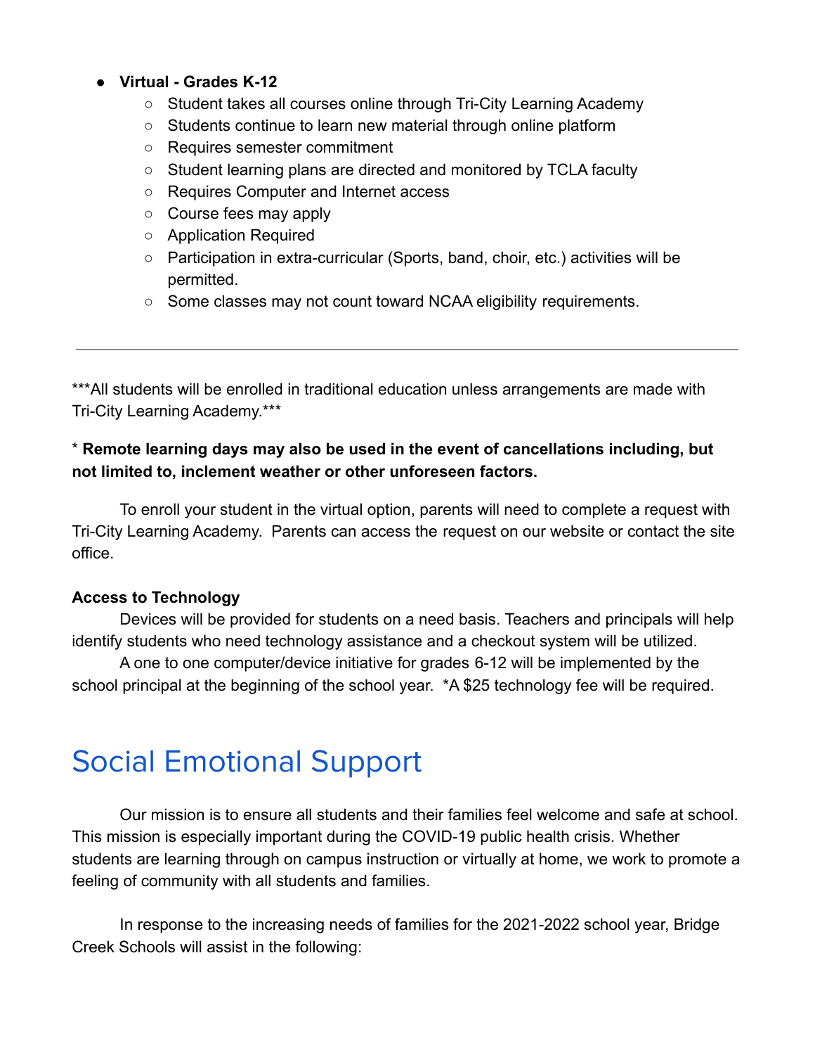- **Virtual - Grades K-12**
    - Student takes all courses online through Tri-City Learning Academy
    - Students continue to learn new material through online platform
    - Requires semester commitment
    - Student learning plans are directed and monitored by TCLA faculty
    - Requires Computer and Internet access
    - Course fees may apply
    - Application Required
    - Participation in extra-curricular (Sports, band, choir, etc.) activities will be permitted.
    - Some classes may not count toward NCAA eligibility requirements.

---

***All students will be enrolled in traditional education unless arrangements are made with Tri-City Learning Academy.***

* **Remote learning days may also be used in the event of cancellations including, but not limited to, inclement weather or other unforeseen factors.**

To enroll your student in the virtual option, parents will need to complete a request with Tri-City Learning Academy. Parents can access the request on our website or contact the site office.

**Access to Technology**

Devices will be provided for students on a need basis. Teachers and principals will help identify students who need technology assistance and a checkout system will be utilized.

A one to one computer/device initiative for grades 6-12 will be implemented by the school principal at the beginning of the school year. *A $25 technology fee will be required.

# Social Emotional Support

Our mission is to ensure all students and their families feel welcome and safe at school. This mission is especially important during the COVID-19 public health crisis. Whether students are learning through on campus instruction or virtually at home, we work to promote a feeling of community with all students and families.

In response to the increasing needs of families for the 2021-2022 school year, Bridge Creek Schools will assist in the following: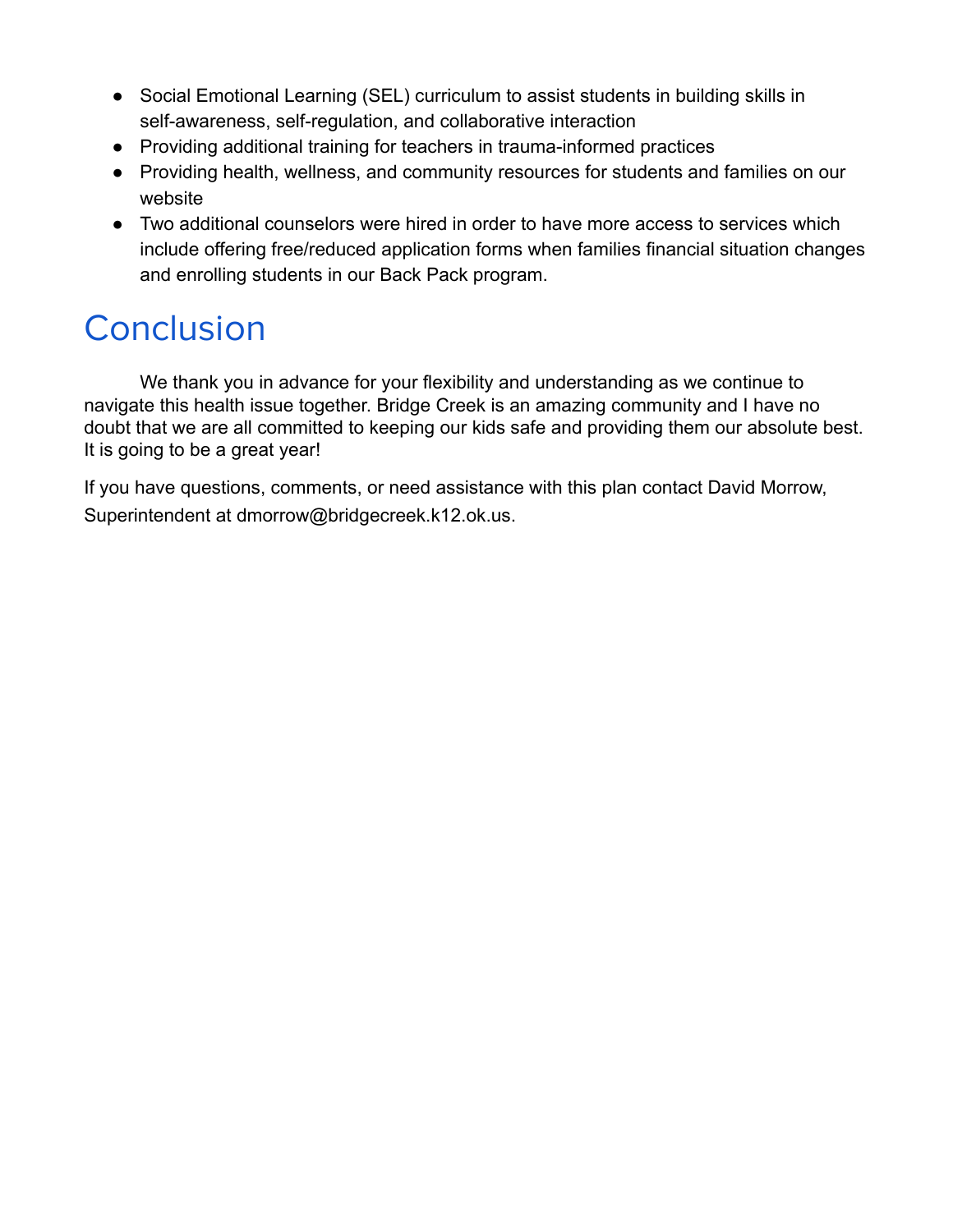- Social Emotional Learning (SEL) curriculum to assist students in building skills in self-awareness, self-regulation, and collaborative interaction
- Providing additional training for teachers in trauma-informed practices
- Providing health, wellness, and community resources for students and families on our website
- Two additional counselors were hired in order to have more access to services which include offering free/reduced application forms when families financial situation changes and enrolling students in our Back Pack program.

# Conclusion

We thank you in advance for your flexibility and understanding as we continue to navigate this health issue together. Bridge Creek is an amazing community and I have no doubt that we are all committed to keeping our kids safe and providing them our absolute best. It is going to be a great year!

If you have questions, comments, or need assistance with this plan contact David Morrow, Superintendent at dmorrow@bridgecreek.k12.ok.us.